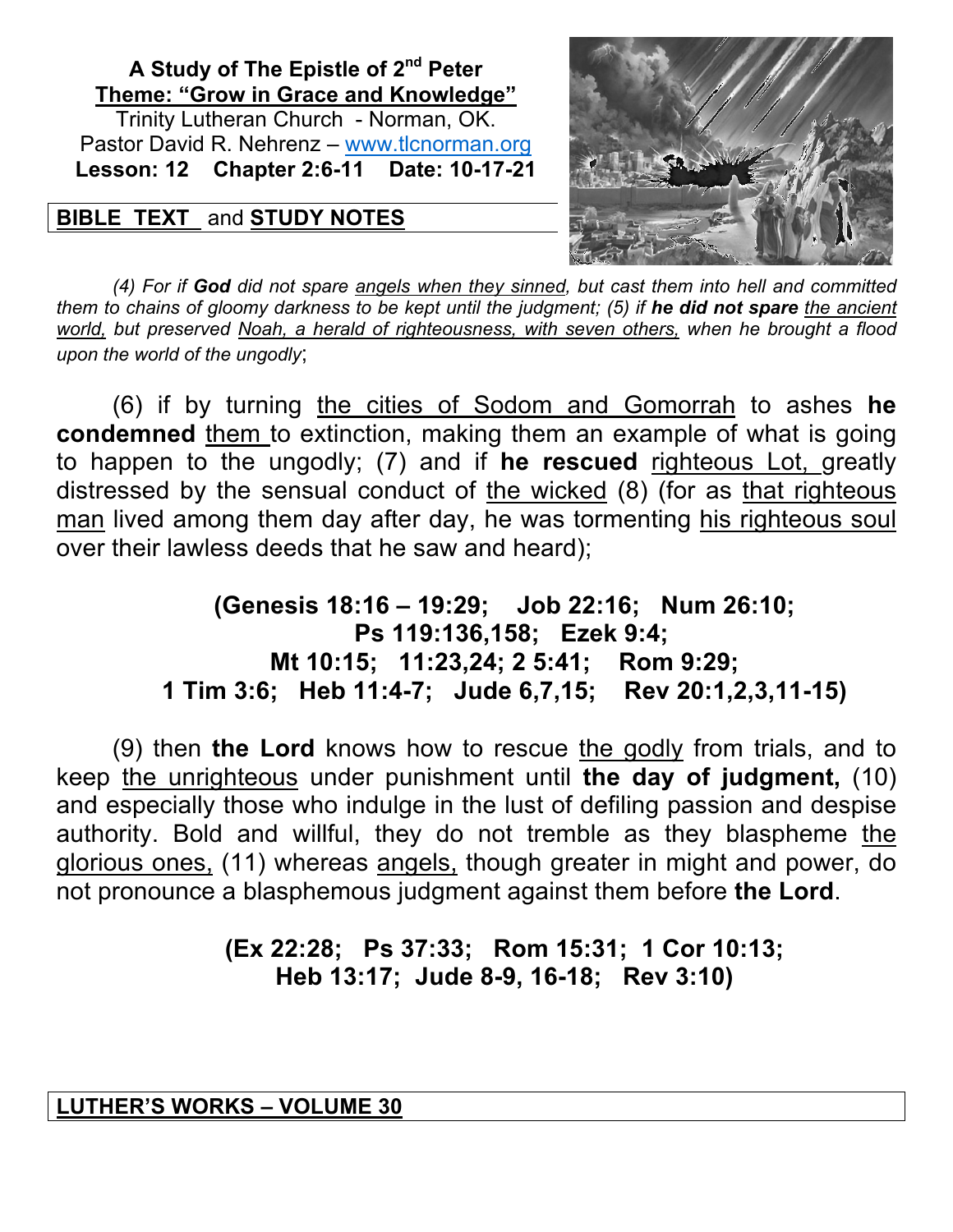**A Study of The Epistle of 2nd Peter**
**Theme: "Grow in Grace and Knowledge"**
Trinity Lutheran Church - Norman, OK.
Pastor David R. Nehrenz – www.tlcnorman.org
**Lesson: 12 Chapter 2:6-11 Date: 10-17-21**

**BIBLE TEXT** and **STUDY NOTES**

*(4) For if **God** did not spare angels when they sinned, but cast them into hell and committed them to chains of gloomy darkness to be kept until the judgment; (5) if **he did not spare** the ancient world, but preserved Noah, a herald of righteousness, with seven others, when he brought a flood upon the world of the ungodly*;

(6) if by turning the cities of Sodom and Gomorrah to ashes **he condemned** them to extinction, making them an example of what is going to happen to the ungodly; (7) and if **he rescued** righteous Lot, greatly distressed by the sensual conduct of the wicked (8) (for as that righteous man lived among them day after day, he was tormenting his righteous soul over their lawless deeds that he saw and heard);

**(Genesis 18:16 – 19:29; Job 22:16; Num 26:10; Ps 119:136,158; Ezek 9:4; Mt 10:15; 11:23,24; 2 5:41; Rom 9:29; 1 Tim 3:6; Heb 11:4-7; Jude 6,7,15; Rev 20:1,2,3,11-15)**

(9) then **the Lord** knows how to rescue the godly from trials, and to keep the unrighteous under punishment until **the day of judgment,** (10) and especially those who indulge in the lust of defiling passion and despise authority. Bold and willful, they do not tremble as they blaspheme the glorious ones, (11) whereas angels, though greater in might and power, do not pronounce a blasphemous judgment against them before **the Lord**.

**(Ex 22:28; Ps 37:33; Rom 15:31; 1 Cor 10:13; Heb 13:17; Jude 8-9, 16-18; Rev 3:10)**

**LUTHER'S WORKS – VOLUME 30**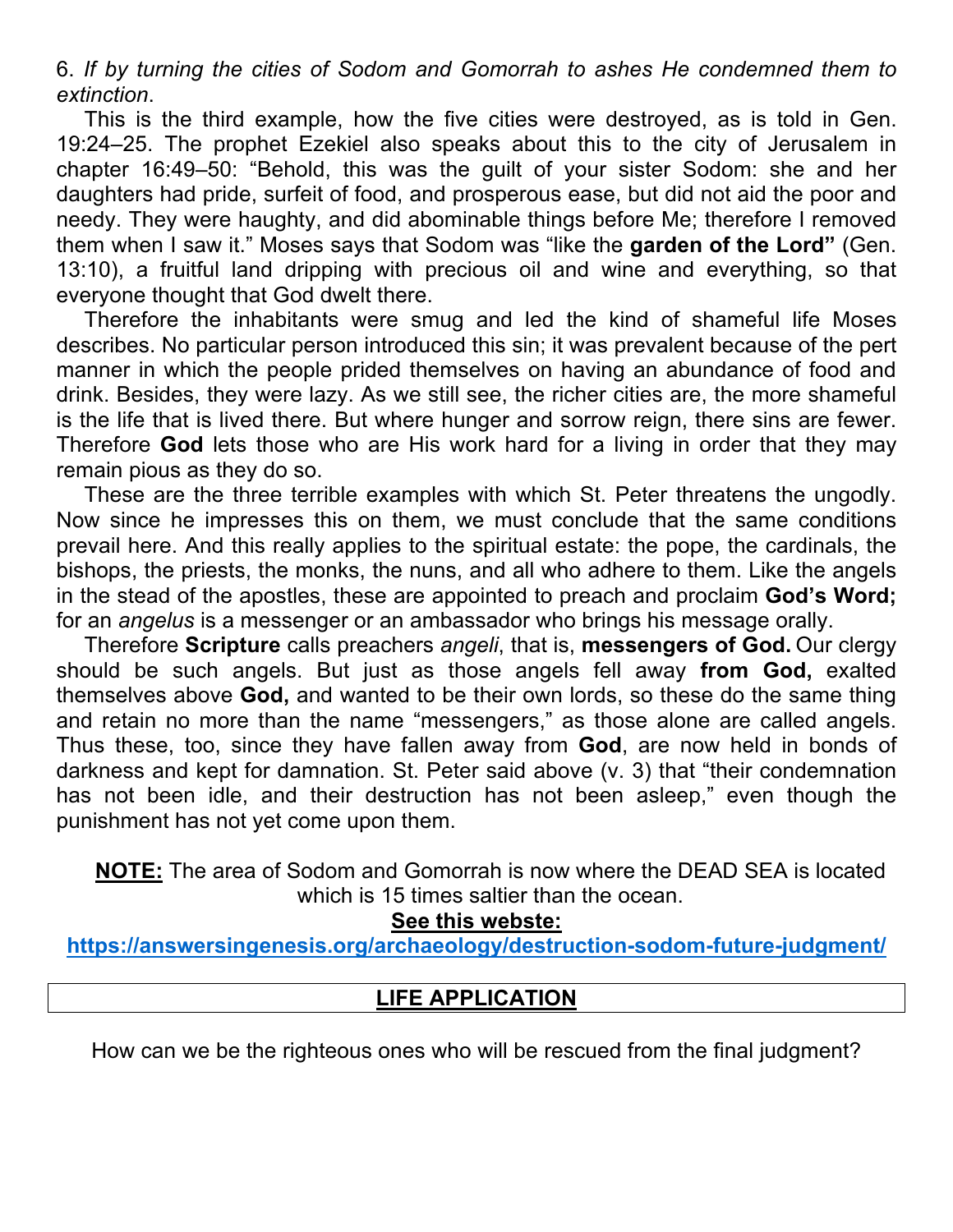6. *If by turning the cities of Sodom and Gomorrah to ashes He condemned them to extinction*.

This is the third example, how the five cities were destroyed, as is told in Gen. 19:24–25. The prophet Ezekiel also speaks about this to the city of Jerusalem in chapter 16:49–50: "Behold, this was the guilt of your sister Sodom: she and her daughters had pride, surfeit of food, and prosperous ease, but did not aid the poor and needy. They were haughty, and did abominable things before Me; therefore I removed them when I saw it." Moses says that Sodom was "like the **garden of the Lord"** (Gen. 13:10), a fruitful land dripping with precious oil and wine and everything, so that everyone thought that God dwelt there.

Therefore the inhabitants were smug and led the kind of shameful life Moses describes. No particular person introduced this sin; it was prevalent because of the pert manner in which the people prided themselves on having an abundance of food and drink. Besides, they were lazy. As we still see, the richer cities are, the more shameful is the life that is lived there. But where hunger and sorrow reign, there sins are fewer. Therefore **God** lets those who are His work hard for a living in order that they may remain pious as they do so.

These are the three terrible examples with which St. Peter threatens the ungodly. Now since he impresses this on them, we must conclude that the same conditions prevail here. And this really applies to the spiritual estate: the pope, the cardinals, the bishops, the priests, the monks, the nuns, and all who adhere to them. Like the angels in the stead of the apostles, these are appointed to preach and proclaim **God's Word;** for an *angelus* is a messenger or an ambassador who brings his message orally.

Therefore **Scripture** calls preachers *angeli*, that is, **messengers of God.** Our clergy should be such angels. But just as those angels fell away **from God,** exalted themselves above **God,** and wanted to be their own lords, so these do the same thing and retain no more than the name "messengers," as those alone are called angels. Thus these, too, since they have fallen away from **God**, are now held in bonds of darkness and kept for damnation. St. Peter said above (v. 3) that "their condemnation has not been idle, and their destruction has not been asleep," even though the punishment has not yet come upon them.

**NOTE:** The area of Sodom and Gomorrah is now where the DEAD SEA is located which is 15 times saltier than the ocean.

**See this webste:**

**https://answersingenesis.org/archaeology/destruction-sodom-future-judgment/**

## LIFE APPLICATION

How can we be the righteous ones who will be rescued from the final judgment?